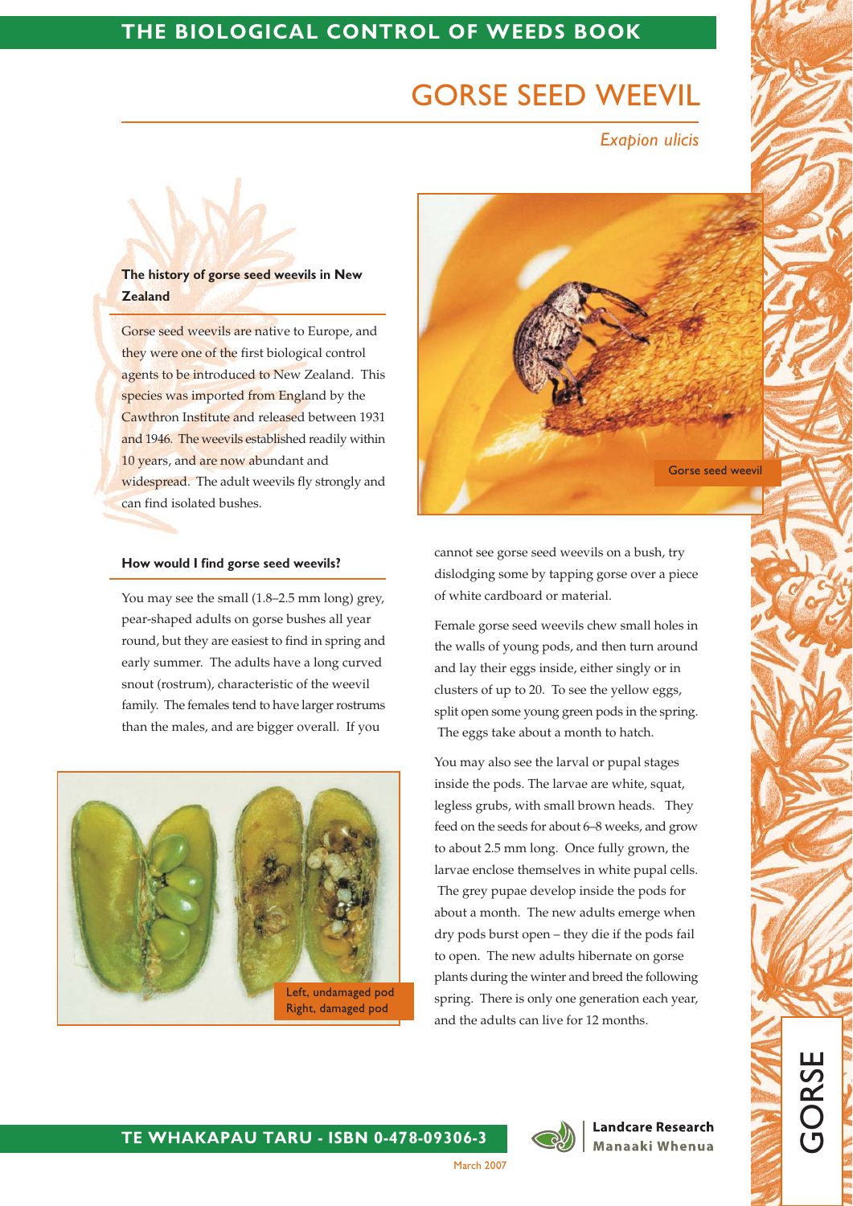# GORSE SEED WEEVIL

*Exapion ulicis*

## The history of gorse seed weevils in New Zealand

Gorse seed weevils are native to Europe, and they were one of the first biological control agents to be introduced to New Zealand. This species was imported from England by the Cawthron Institute and released between 1931 and 1946. The weevils established readily within 10 years, and are now abundant and widespread. The adult weevils fly strongly and can find isolated bushes.

Gorse seed weevil

## How would I find gorse seed weevils?

You may see the small (1.8–2.5 mm long) grey, pear-shaped adults on gorse bushes all year round, but they are easiest to find in spring and early summer. The adults have a long curved snout (rostrum), characteristic of the weevil family. The females tend to have larger rostrums than the males, and are bigger overall. If you cannot see gorse seed weevils on a bush, try dislodging some by tapping gorse over a piece of white cardboard or material.

Left, undamaged pod
Right, damaged pod

Female gorse seed weevils chew small holes in the walls of young pods, and then turn around and lay their eggs inside, either singly or in clusters of up to 20. To see the yellow eggs, split open some young green pods in the spring. The eggs take about a month to hatch.

You may also see the larval or pupal stages inside the pods. The larvae are white, squat, legless grubs, with small brown heads. They feed on the seeds for about 6–8 weeks, and grow to about 2.5 mm long. Once fully grown, the larvae enclose themselves in white pupal cells. The grey pupae develop inside the pods for about a month. The new adults emerge when dry pods burst open – they die if the pods fail to open. The new adults hibernate on gorse plants during the winter and breed the following spring. There is only one generation each year, and the adults can live for 12 months.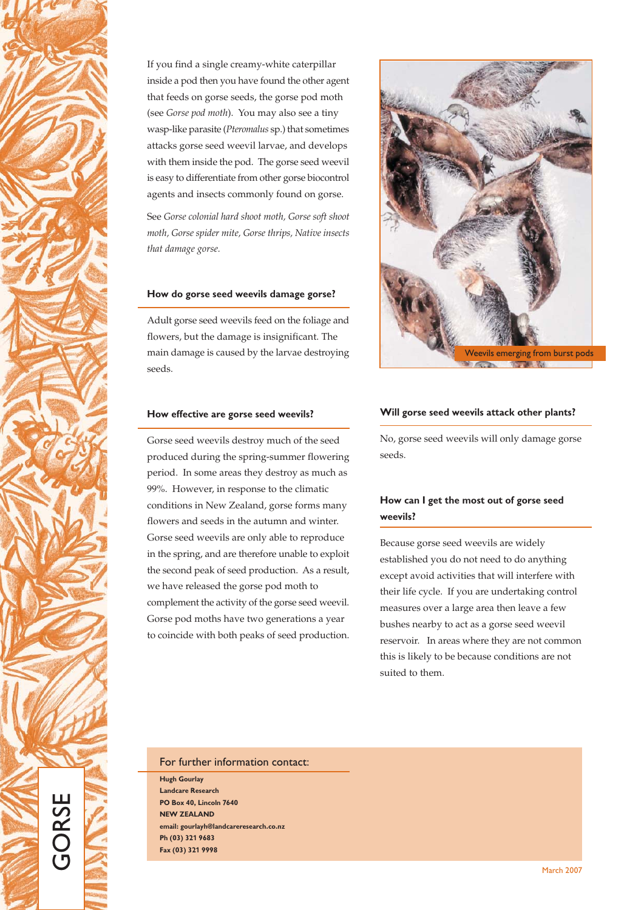If you find a single creamy-white caterpillar inside a pod then you have found the other agent that feeds on gorse seeds, the gorse pod moth (see *Gorse pod moth*). You may also see a tiny wasp-like parasite (*Pteromalus* sp.) that sometimes attacks gorse seed weevil larvae, and develops with them inside the pod. The gorse seed weevil is easy to differentiate from other gorse biocontrol agents and insects commonly found on gorse.

See *Gorse colonial hard shoot moth, Gorse soft shoot moth, Gorse spider mite, Gorse thrips, Native insects that damage gorse.*

### How do gorse seed weevils damage gorse?

Adult gorse seed weevils feed on the foliage and flowers, but the damage is insignificant. The main damage is caused by the larvae destroying seeds.

### How effective are gorse seed weevils?

Gorse seed weevils destroy much of the seed produced during the spring-summer flowering period. In some areas they destroy as much as 99%. However, in response to the climatic conditions in New Zealand, gorse forms many flowers and seeds in the autumn and winter. Gorse seed weevils are only able to reproduce in the spring, and are therefore unable to exploit the second peak of seed production. As a result, we have released the gorse pod moth to complement the activity of the gorse seed weevil. Gorse pod moths have two generations a year to coincide with both peaks of seed production.

Weevils emerging from burst pods

### Will gorse seed weevils attack other plants?

No, gorse seed weevils will only damage gorse seeds.

### How can I get the most out of gorse seed weevils?

Because gorse seed weevils are widely established you do not need to do anything except avoid activities that will interfere with their life cycle. If you are undertaking control measures over a large area then leave a few bushes nearby to act as a gorse seed weevil reservoir. In areas where they are not common this is likely to be because conditions are not suited to them.

For further information contact:

**Hugh Gourlay**
**Landcare Research**
**PO Box 40, Lincoln 7640**
**NEW ZEALAND**
**email: gourlayh@landcareresearch.co.nz**
**Ph (03) 321 9683**
**Fax (03) 321 9998**

March 2007